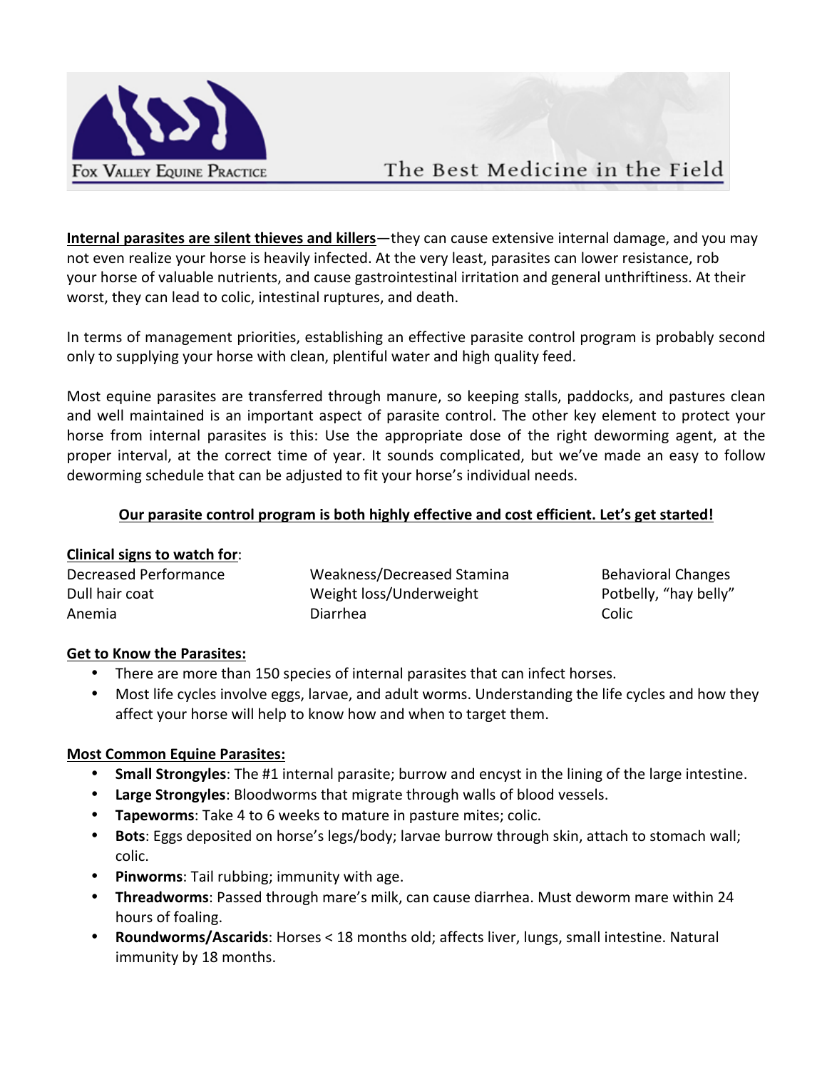Fox Valley Equine Practice

The Best Medicine in the Field

**Internal parasites are silent thieves and killers**—they can cause extensive internal damage, and you may not even realize your horse is heavily infected. At the very least, parasites can lower resistance, rob your horse of valuable nutrients, and cause gastrointestinal irritation and general unthriftiness. At their worst, they can lead to colic, intestinal ruptures, and death.

In terms of management priorities, establishing an effective parasite control program is probably second only to supplying your horse with clean, plentiful water and high quality feed.

Most equine parasites are transferred through manure, so keeping stalls, paddocks, and pastures clean and well maintained is an important aspect of parasite control. The other key element to protect your horse from internal parasites is this: Use the appropriate dose of the right deworming agent, at the proper interval, at the correct time of year. It sounds complicated, but we've made an easy to follow deworming schedule that can be adjusted to fit your horse's individual needs.

**Our parasite control program is both highly effective and cost efficient. Let's get started!**

**Clinical signs to watch for**:

- Decreased Performance
- Dull hair coat
- Anemia
- Weakness/Decreased Stamina
- Weight loss/Underweight
- Diarrhea
- Behavioral Changes
- Potbelly, "hay belly"
- Colic

**Get to Know the Parasites:**

- There are more than 150 species of internal parasites that can infect horses.
- Most life cycles involve eggs, larvae, and adult worms. Understanding the life cycles and how they affect your horse will help to know how and when to target them.

**Most Common Equine Parasites:**

- **Small Strongyles**: The #1 internal parasite; burrow and encyst in the lining of the large intestine.
- **Large Strongyles**: Bloodworms that migrate through walls of blood vessels.
- **Tapeworms**: Take 4 to 6 weeks to mature in pasture mites; colic.
- **Bots**: Eggs deposited on horse's legs/body; larvae burrow through skin, attach to stomach wall; colic.
- **Pinworms**: Tail rubbing; immunity with age.
- **Threadworms**: Passed through mare's milk, can cause diarrhea. Must deworm mare within 24 hours of foaling.
- **Roundworms/Ascarids**: Horses < 18 months old; affects liver, lungs, small intestine. Natural immunity by 18 months.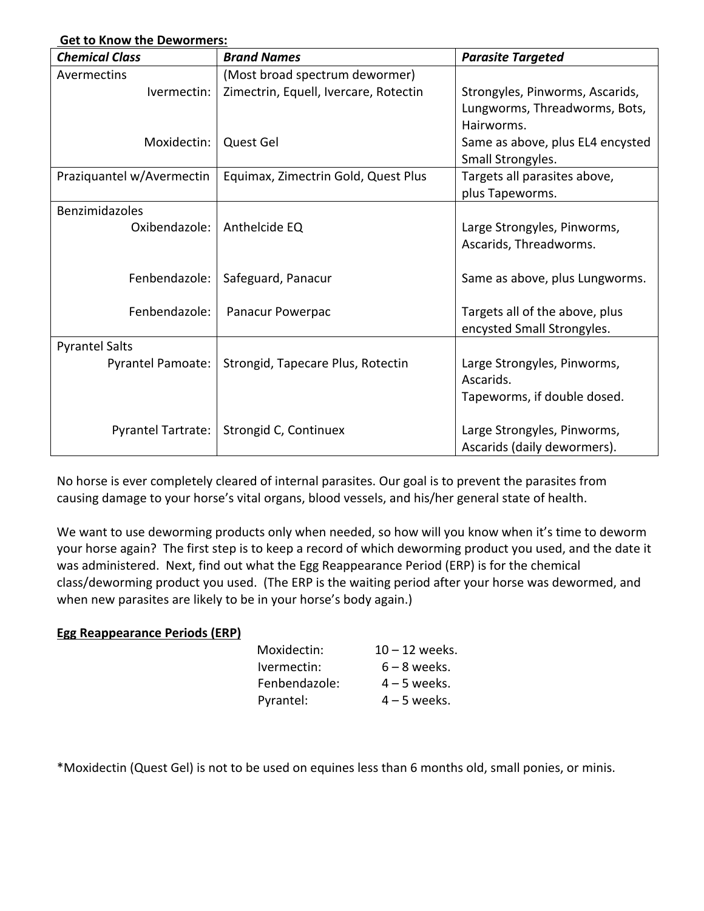**Get to Know the Dewormers:**

| ***Chemical Class*** | ***Brand Names*** | ***Parasite Targeted*** |
|---|---|---|
| Avermectins | (Most broad spectrum dewormer) | |
| Ivermectin: | Zimectrin, Equell, Ivercare, Rotectin | Strongyles, Pinworms, Ascarids, Lungworms, Threadworms, Bots, Hairworms. |
| Moxidectin: | Quest Gel | Same as above, plus EL4 encysted Small Strongyles. |
| Praziquantel w/Avermectin | Equimax, Zimectrin Gold, Quest Plus | Targets all parasites above, plus Tapeworms. |
| Benzimidazoles | | |
| Oxibendazole: | Anthelcide EQ | Large Strongyles, Pinworms, Ascarids, Threadworms. |
| Fenbendazole: | Safeguard, Panacur | Same as above, plus Lungworms. |
| Fenbendazole: | Panacur Powerpac | Targets all of the above, plus encysted Small Strongyles. |
| Pyrantel Salts | | |
| Pyrantel Pamoate: | Strongid, Tapecare Plus, Rotectin | Large Strongyles, Pinworms, Ascarids. Tapeworms, if double dosed. |
| Pyrantel Tartrate: | Strongid C, Continuex | Large Strongyles, Pinworms, Ascarids (daily dewormers). |

No horse is ever completely cleared of internal parasites. Our goal is to prevent the parasites from causing damage to your horse's vital organs, blood vessels, and his/her general state of health.

We want to use deworming products only when needed, so how will you know when it's time to deworm your horse again? The first step is to keep a record of which deworming product you used, and the date it was administered. Next, find out what the Egg Reappearance Period (ERP) is for the chemical class/deworming product you used. (The ERP is the waiting period after your horse was dewormed, and when new parasites are likely to be in your horse's body again.)

**Egg Reappearance Periods (ERP)**

| | |
|---|---|
| Moxidectin: | 10 – 12 weeks. |
| Ivermectin: | 6 – 8 weeks. |
| Fenbendazole: | 4 – 5 weeks. |
| Pyrantel: | 4 – 5 weeks. |

*Moxidectin (Quest Gel) is not to be used on equines less than 6 months old, small ponies, or minis.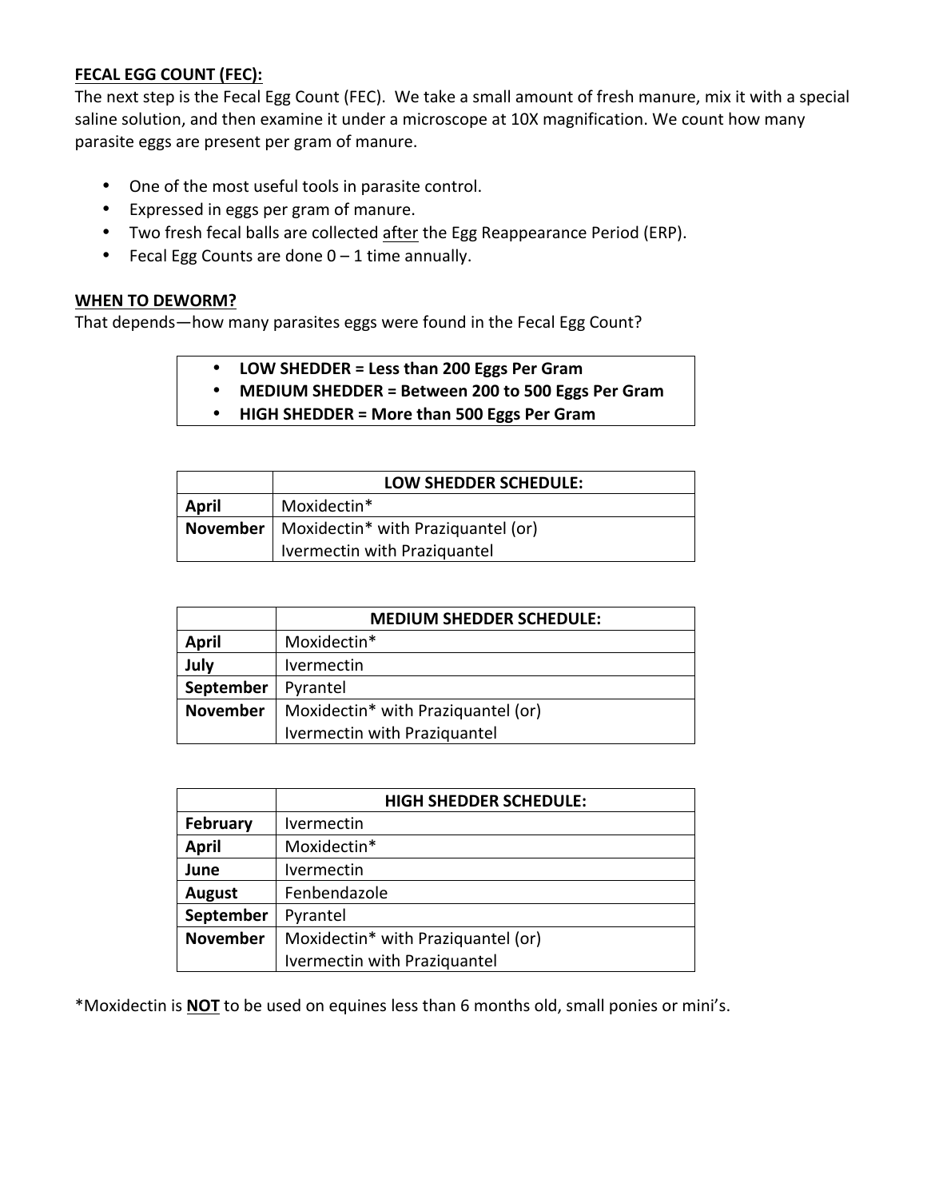**FECAL EGG COUNT (FEC):**

The next step is the Fecal Egg Count (FEC). We take a small amount of fresh manure, mix it with a special saline solution, and then examine it under a microscope at 10X magnification. We count how many parasite eggs are present per gram of manure.

- One of the most useful tools in parasite control.
- Expressed in eggs per gram of manure.
- Two fresh fecal balls are collected <u>after</u> the Egg Reappearance Period (ERP).
- Fecal Egg Counts are done 0 – 1 time annually.

**WHEN TO DEWORM?**

That depends—how many parasites eggs were found in the Fecal Egg Count?

- **LOW SHEDDER = Less than 200 Eggs Per Gram**
- **MEDIUM SHEDDER = Between 200 to 500 Eggs Per Gram**
- **HIGH SHEDDER = More than 500 Eggs Per Gram**

| | **LOW SHEDDER SCHEDULE:** |
|---|---|
| **April** | Moxidectin* |
| **November** | Moxidectin* with Praziquantel (or) Ivermectin with Praziquantel |

| | **MEDIUM SHEDDER SCHEDULE:** |
|---|---|
| **April** | Moxidectin* |
| **July** | Ivermectin |
| **September** | Pyrantel |
| **November** | Moxidectin* with Praziquantel (or) Ivermectin with Praziquantel |

| | **HIGH SHEDDER SCHEDULE:** |
|---|---|
| **February** | Ivermectin |
| **April** | Moxidectin* |
| **June** | Ivermectin |
| **August** | Fenbendazole |
| **September** | Pyrantel |
| **November** | Moxidectin* with Praziquantel (or) Ivermectin with Praziquantel |

*Moxidectin is <u>**NOT**</u> to be used on equines less than 6 months old, small ponies or mini's.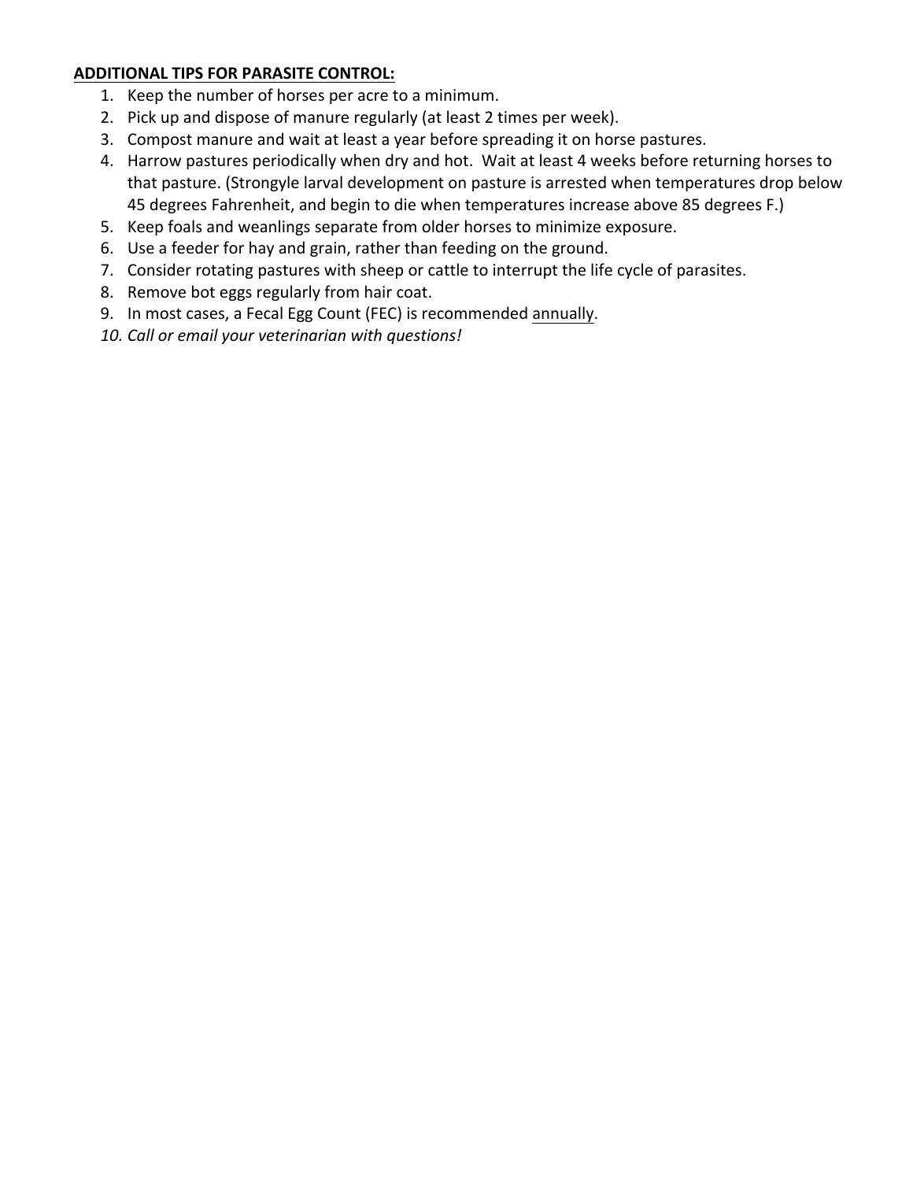**ADDITIONAL TIPS FOR PARASITE CONTROL:**

1. Keep the number of horses per acre to a minimum.
2. Pick up and dispose of manure regularly (at least 2 times per week).
3. Compost manure and wait at least a year before spreading it on horse pastures.
4. Harrow pastures periodically when dry and hot. Wait at least 4 weeks before returning horses to that pasture. (Strongyle larval development on pasture is arrested when temperatures drop below 45 degrees Fahrenheit, and begin to die when temperatures increase above 85 degrees F.)
5. Keep foals and weanlings separate from older horses to minimize exposure.
6. Use a feeder for hay and grain, rather than feeding on the ground.
7. Consider rotating pastures with sheep or cattle to interrupt the life cycle of parasites.
8. Remove bot eggs regularly from hair coat.
9. In most cases, a Fecal Egg Count (FEC) is recommended annually.
10. *Call or email your veterinarian with questions!*